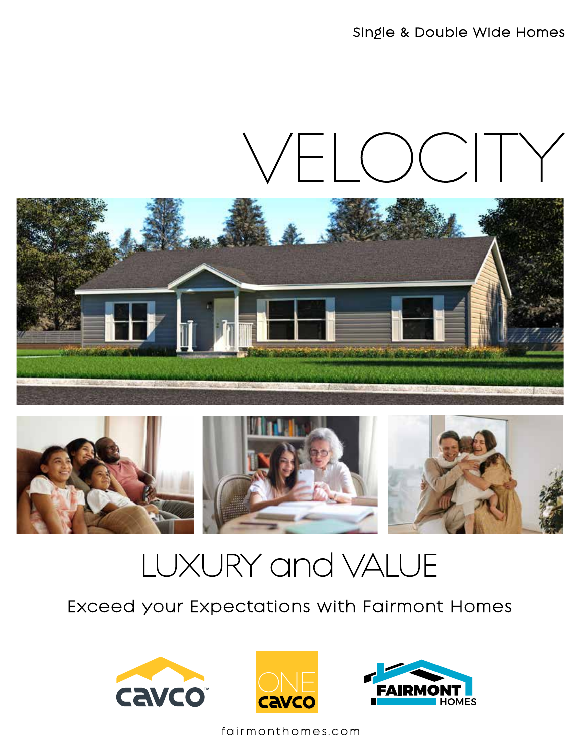Single & Double Wide Homes

# VELOCITY

## LUXURY and VALUE

Exceed your Expectations with Fairmont Homes

fairmonthomes.com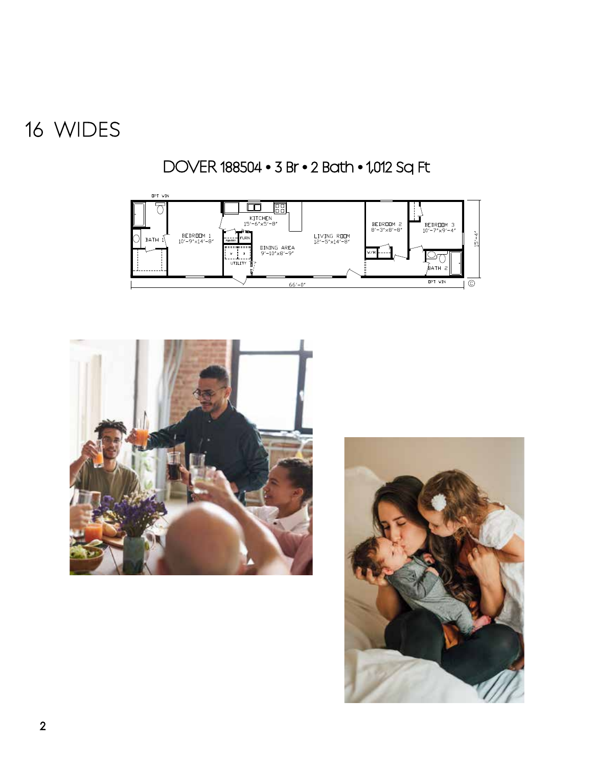# 16 WIDES

## DOVER 188504 • 3 Br • 2 Bath • 1,012 Sq Ft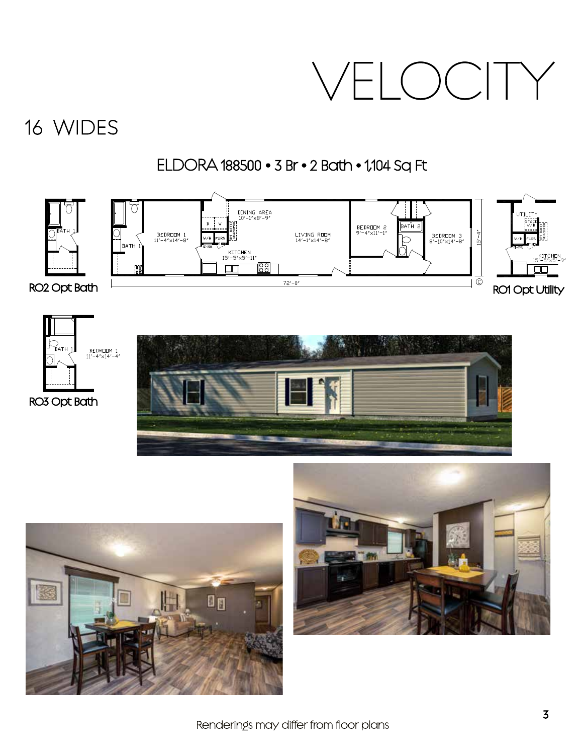# VELOCITY

## 16 WIDES

### ELDORA 188500 • 3 Br • 2 Bath • 1,104 Sq Ft

RO2 Opt Bath

RO1 Opt Utility

RO3 Opt Bath

Renderings may differ from floor plans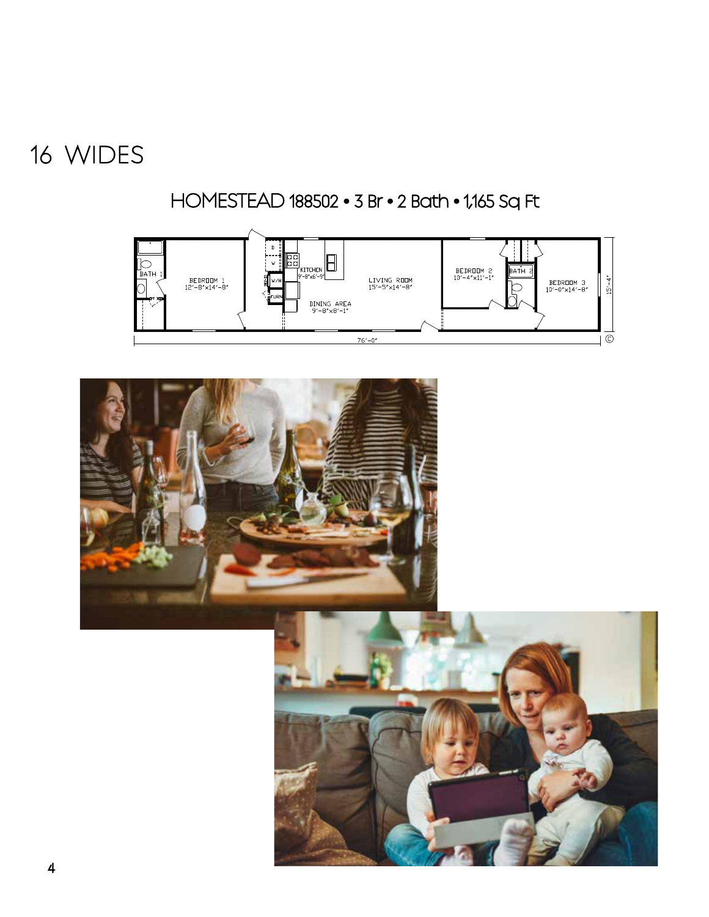# 16 WIDES

## HOMESTEAD 188502 • 3 Br • 2 Bath • 1,165 Sq Ft

BATH 1

BEDROOM 1
12'-8"x14'-8"

KITCHEN
9'-8"x6'-9"

LIVING ROOM
15'-5"x14'-8"

DINING AREA
9'-8"x8'-1"

BEDROOM 2
10'-4"x11'-1"

BATH 2

BEDROOM 3
10'-0"x14'-8"

W/H

FURN

76'-0"

15'-4"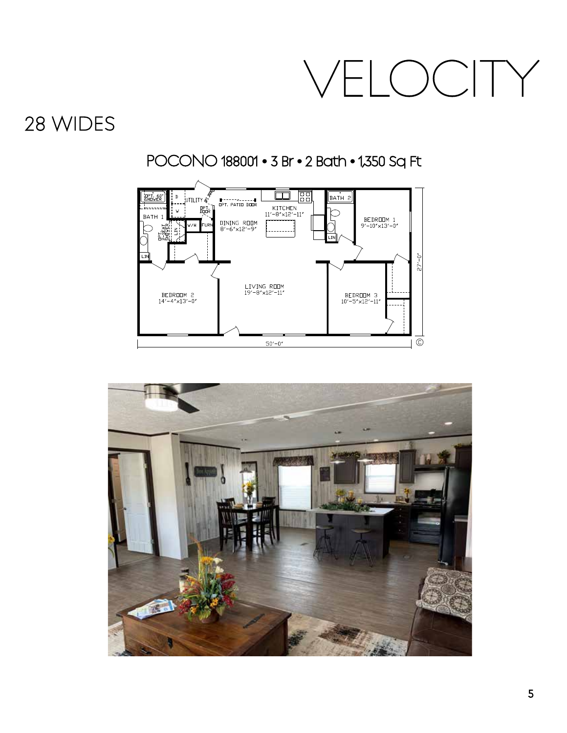# VELOCITY

## 28 WIDES

### POCONO 188001 • 3 Br • 2 Bath • 1,350 Sq Ft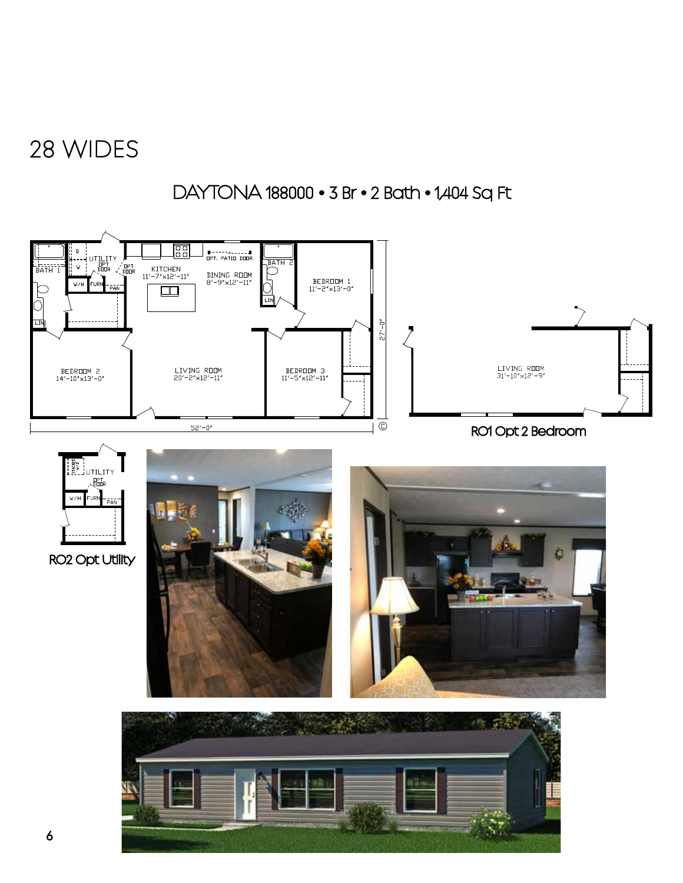# 28 WIDES

## DAYTONA 188000 • 3 Br • 2 Bath • 1,404 Sq Ft

RO1 Opt 2 Bedroom

RO2 Opt Utility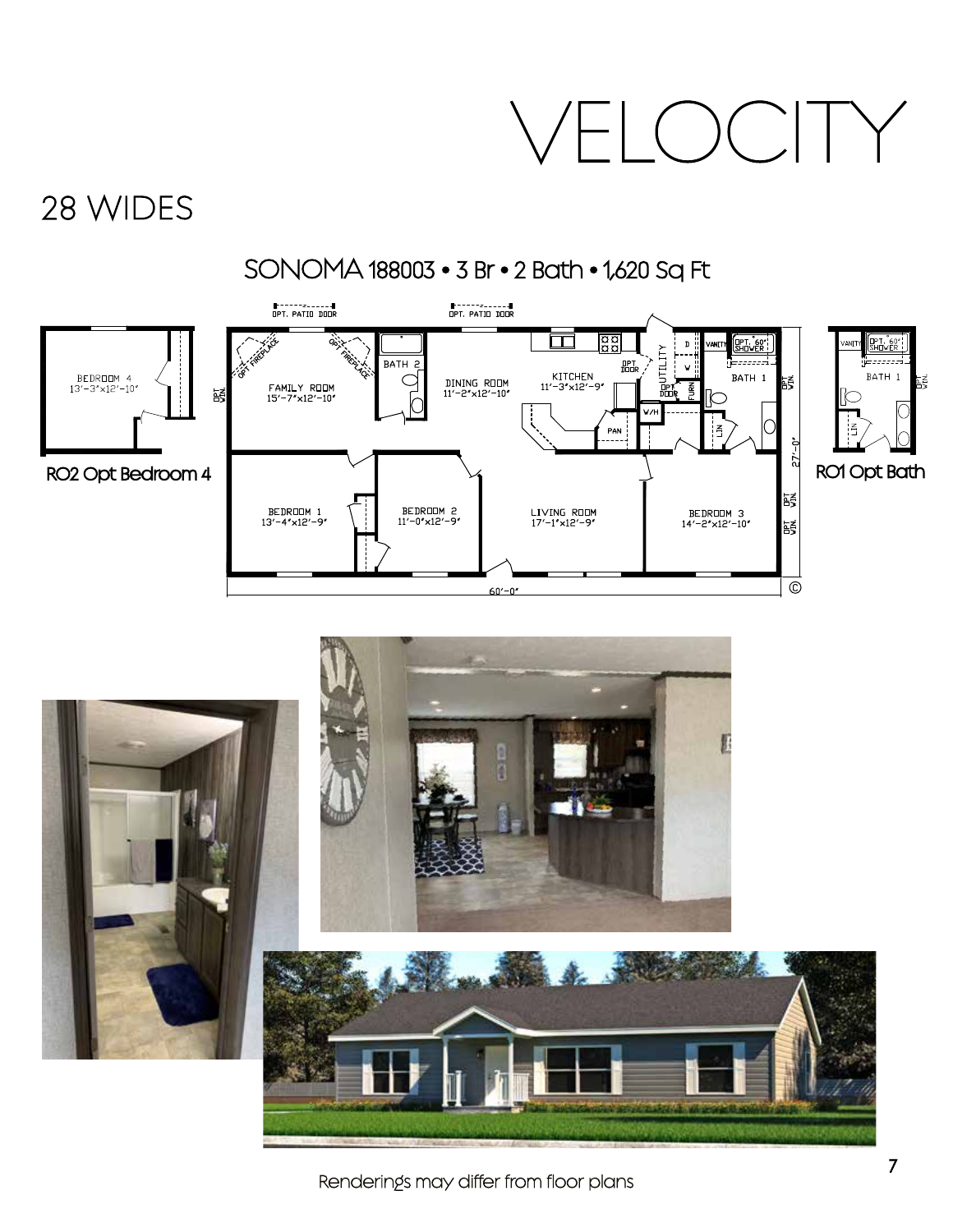# VELOCITY

## 28 WIDES

### SONOMA 188003 • 3 Br • 2 Bath • 1,620 Sq Ft

OPT. PATIO DOOR

OPT. PATIO DOOR

BEDROOM 4
13'-3"x12'-10"

RO2 Opt Bedroom 4

OPT WIN.

OPT FIREPLACE

OPT FIREPLACE

FAMILY ROOM
15'-7"x12'-10"

BATH 2

DINING ROOM
11'-2"x12'-10"

KITCHEN
11'-3"x12'-9"

OPT DOOR

UTILITY

D

W

OPT DOOR

FURN

W/H

PAN

VANITY

OPT. 60" SHOWER

BATH 1

LIN

OPT WIN.

27'-0"

BEDROOM 1
13'-4"x12'-9"

BEDROOM 2
11'-0"x12'-9"

LIVING ROOM
17'-1"x12'-9"

BEDROOM 3
14'-2"x12'-10"

OPT WIN.

OPT WIN.

60'-0"

©

VANITY

OPT. 60" SHOWER

BATH 1

LIN

OPT WIN.

RO1 Opt Bath

Renderings may differ from floor plans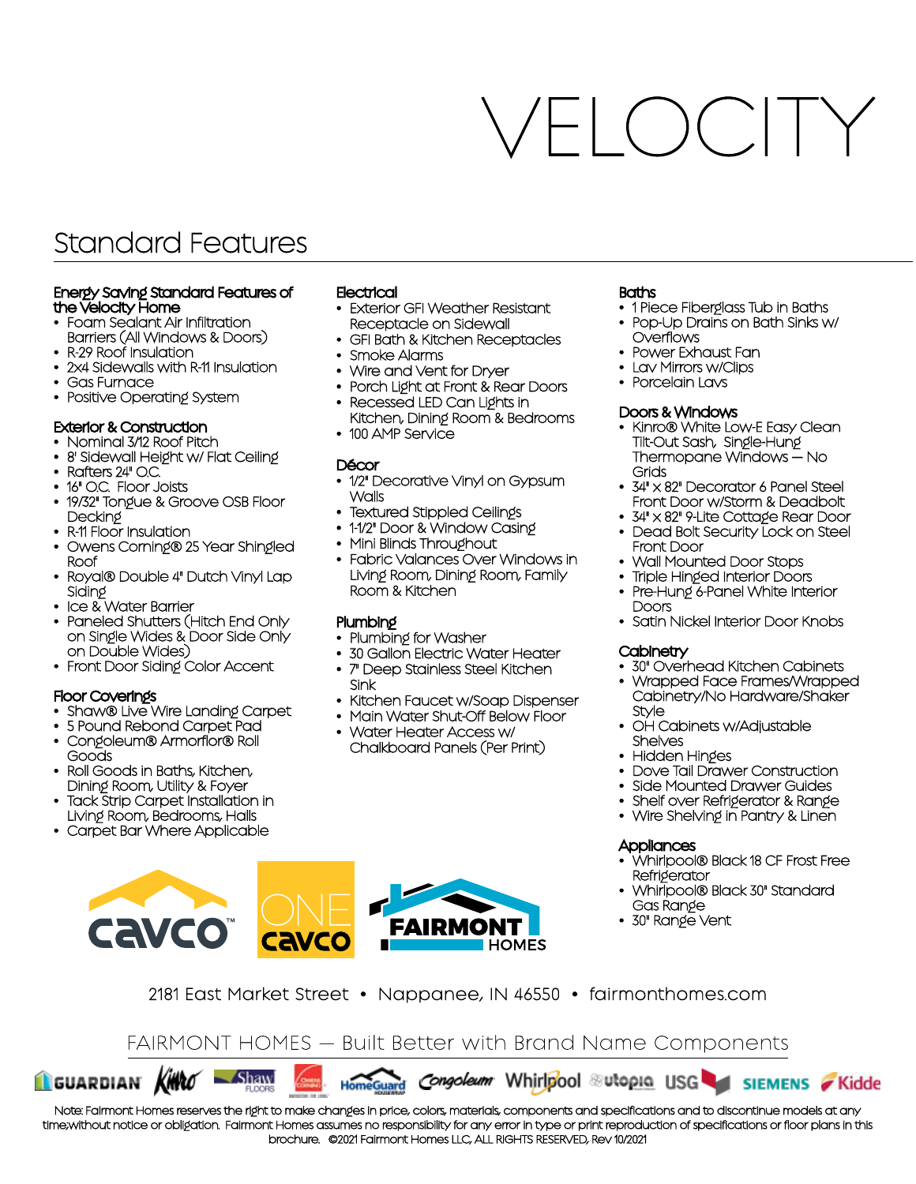# VELOCITY

## Standard Features

### Energy Saving Standard Features of the Velocity Home

- Foam Sealant Air Infiltration Barriers (All Windows & Doors)
- R-29 Roof Insulation
- 2x4 Sidewalls with R-11 Insulation
- Gas Furnace
- Positive Operating System

### Exterior & Construction

- Nominal 3/12 Roof Pitch
- 8' Sidewall Height w/ Flat Ceiling
- Rafters 24" O.C.
- 16" O.C. Floor Joists
- 19/32" Tongue & Groove OSB Floor Decking
- R-11 Floor Insulation
- Owens Corning® 25 Year Shingled Roof
- Royal® Double 4" Dutch Vinyl Lap Siding
- Ice & Water Barrier
- Paneled Shutters (Hitch End Only on Single Wides & Door Side Only on Double Wides)
- Front Door Siding Color Accent

### Floor Coverings

- Shaw® Live Wire Landing Carpet
- 5 Pound Rebond Carpet Pad
- Congoleum® Armorflor® Roll Goods
- Roll Goods in Baths, Kitchen, Dining Room, Utility & Foyer
- Tack Strip Carpet Installation in Living Room, Bedrooms, Halls
- Carpet Bar Where Applicable

### Electrical

- Exterior GFI Weather Resistant Receptacle on Sidewall
- GFI Bath & Kitchen Receptacles
- Smoke Alarms
- Wire and Vent for Dryer
- Porch Light at Front & Rear Doors
- Recessed LED Can Lights in Kitchen, Dining Room & Bedrooms
- 100 AMP Service

### Décor

- 1/2" Decorative Vinyl on Gypsum Walls
- Textured Stippled Ceilings
- 1-1/2" Door & Window Casing
- Mini Blinds Throughout
- Fabric Valances Over Windows in Living Room, Dining Room, Family Room & Kitchen

### Plumbing

- Plumbing for Washer
- 30 Gallon Electric Water Heater
- 7" Deep Stainless Steel Kitchen Sink
- Kitchen Faucet w/Soap Dispenser
- Main Water Shut-Off Below Floor
- Water Heater Access w/ Chalkboard Panels (Per Print)

### Baths

- 1 Piece Fiberglass Tub in Baths
- Pop-Up Drains on Bath Sinks w/ Overflows
- Power Exhaust Fan
- Lav Mirrors w/Clips
- Porcelain Lavs

### Doors & Windows

- Kinro® White Low-E Easy Clean Tilt-Out Sash, Single-Hung Thermopane Windows – No Grids
- 34" x 82" Decorator 6 Panel Steel Front Door w/Storm & Deadbolt
- 34" x 82" 9-Lite Cottage Rear Door
- Dead Bolt Security Lock on Steel Front Door
- Wall Mounted Door Stops
- Triple Hinged Interior Doors
- Pre-Hung 6-Panel White Interior Doors
- Satin Nickel Interior Door Knobs

### Cabinetry

- 30" Overhead Kitchen Cabinets
- Wrapped Face Frames/Wrapped Cabinetry/No Hardware/Shaker Style
- OH Cabinets w/Adjustable Shelves
- Hidden Hinges
- Dove Tail Drawer Construction
- Side Mounted Drawer Guides
- Shelf over Refrigerator & Range
- Wire Shelving in Pantry & Linen

### Appliances

- Whirlpool® Black 18 CF Frost Free Refrigerator
- Whirlpool® Black 30" Standard Gas Range
- 30" Range Vent

cavco™ ONE cavco FAIRMONT HOMES

2181 East Market Street • Nappanee, IN 46550 • fairmonthomes.com

FAIRMONT HOMES — Built Better with Brand Name Components

GUARDIAN Kinro Shaw FLOORS OWENS CORNING HomeGuard Congoleum Whirlpool utopia USG SIEMENS Kidde

Note: Fairmont Homes reserves the right to make changes in price, colors, materials, components and specifications and to discontinue models at any time,without notice or obligation. Fairmont Homes assumes no responsibility for any error in type or print reproduction of specifications or floor plans in this brochure. ©2021 Fairmont Homes LLC, ALL RIGHTS RESERVED, Rev 10/2021